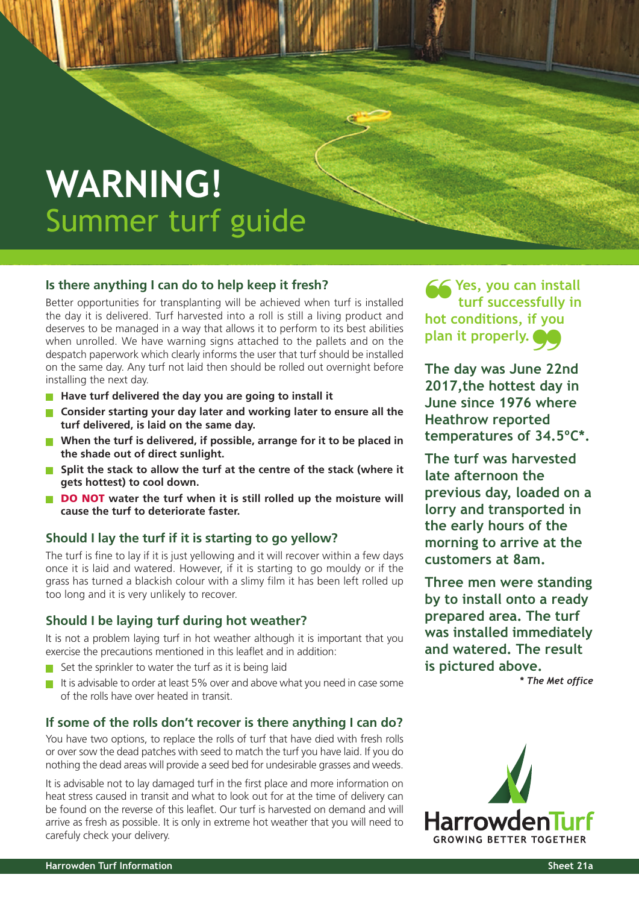# WARNING!
## Summer turf guide

### Is there anything I can do to help keep it fresh?

Better opportunities for transplanting will be achieved when turf is installed the day it is delivered. Turf harvested into a roll is still a living product and deserves to be managed in a way that allows it to perform to its best abilities when unrolled. We have warning signs attached to the pallets and on the despatch paperwork which clearly informs the user that turf should be installed on the same day. Any turf not laid then should be rolled out overnight before installing the next day.

- **Have turf delivered the day you are going to install it**
- **Consider starting your day later and working later to ensure all the turf delivered, is laid on the same day.**
- **When the turf is delivered, if possible, arrange for it to be placed in the shade out of direct sunlight.**
- **Split the stack to allow the turf at the centre of the stack (where it gets hottest) to cool down.**
- **DO NOT water the turf when it is still rolled up the moisture will cause the turf to deteriorate faster.**

### Should I lay the turf if it is starting to go yellow?

The turf is fine to lay if it is just yellowing and it will recover within a few days once it is laid and watered. However, if it is starting to go mouldy or if the grass has turned a blackish colour with a slimy film it has been left rolled up too long and it is very unlikely to recover.

### Should I be laying turf during hot weather?

It is not a problem laying turf in hot weather although it is important that you exercise the precautions mentioned in this leaflet and in addition:

- Set the sprinkler to water the turf as it is being laid
- It is advisable to order at least 5% over and above what you need in case some of the rolls have over heated in transit.

### If some of the rolls don't recover is there anything I can do?

You have two options, to replace the rolls of turf that have died with fresh rolls or over sow the dead patches with seed to match the turf you have laid. If you do nothing the dead areas will provide a seed bed for undesirable grasses and weeds.

It is advisable not to lay damaged turf in the first place and more information on heat stress caused in transit and what to look out for at the time of delivery can be found on the reverse of this leaflet. Our turf is harvested on demand and will arrive as fresh as possible. It is only in extreme hot weather that you will need to carefuly check your delivery.

> **"Yes, you can install turf successfully in hot conditions, if you plan it properly."**

**The day was June 22nd 2017,the hottest day in June since 1976 where Heathrow reported temperatures of 34.5°C*.**

**The turf was harvested late afternoon the previous day, loaded on a lorry and transported in the early hours of the morning to arrive at the customers at 8am.**

**Three men were standing by to install onto a ready prepared area. The turf was installed immediately and watered. The result is pictured above.**

*\* The Met office*

HarrowdenTurf
GROWING BETTER TOGETHER

Harrowden Turf Information — Sheet 21a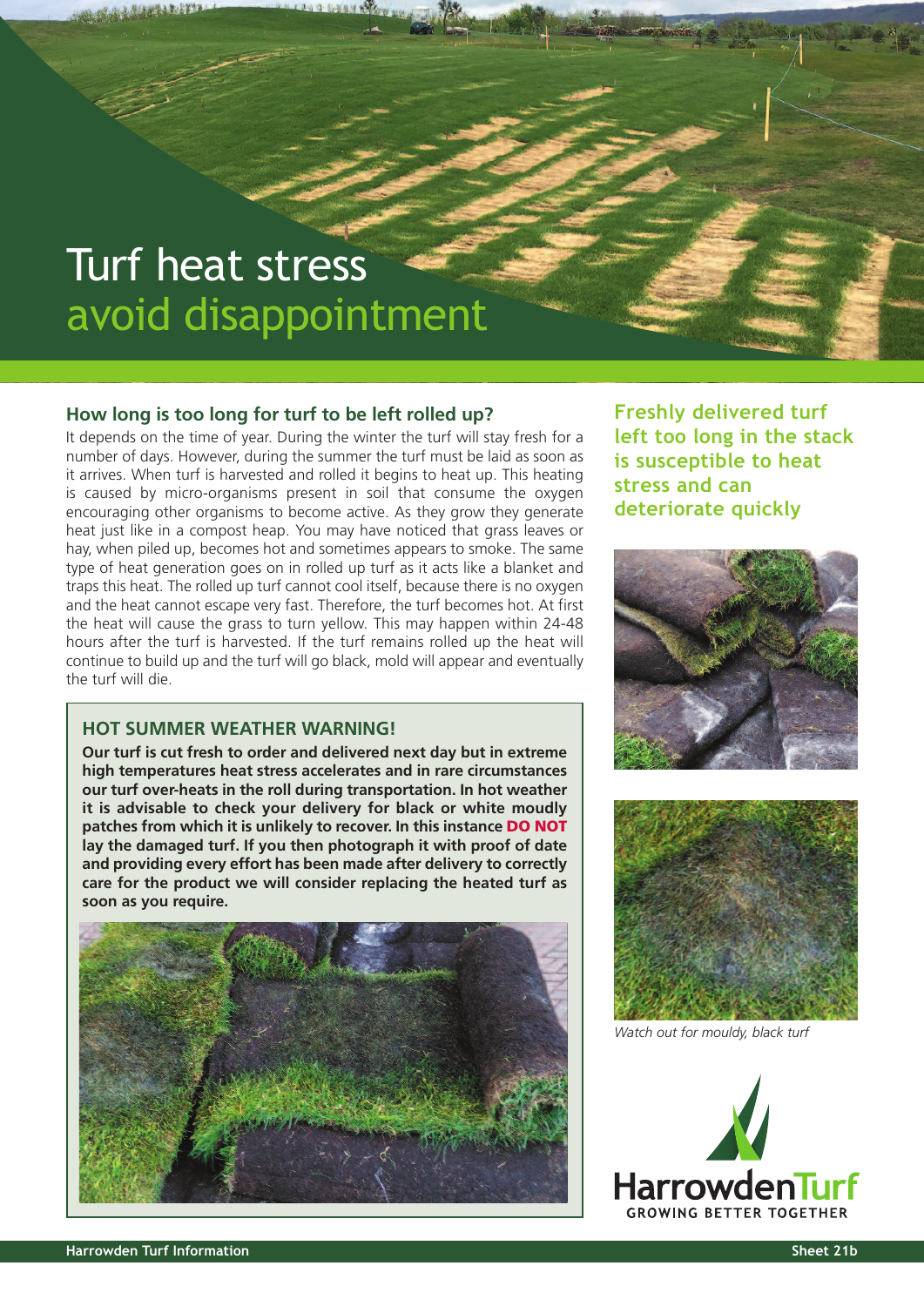# Turf heat stress

## avoid disappointment

### How long is too long for turf to be left rolled up?

It depends on the time of year. During the winter the turf will stay fresh for a number of days. However, during the summer the turf must be laid as soon as it arrives. When turf is harvested and rolled it begins to heat up. This heating is caused by micro-organisms present in soil that consume the oxygen encouraging other organisms to become active. As they grow they generate heat just like in a compost heap. You may have noticed that grass leaves or hay, when piled up, becomes hot and sometimes appears to smoke. The same type of heat generation goes on in rolled up turf as it acts like a blanket and traps this heat. The rolled up turf cannot cool itself, because there is no oxygen and the heat cannot escape very fast. Therefore, the turf becomes hot. At first the heat will cause the grass to turn yellow. This may happen within 24-48 hours after the turf is harvested. If the turf remains rolled up the heat will continue to build up and the turf will go black, mold will appear and eventually the turf will die.

### HOT SUMMER WEATHER WARNING!

**Our turf is cut fresh to order and delivered next day but in extreme high temperatures heat stress accelerates and in rare circumstances our turf over-heats in the roll during transportation. In hot weather it is advisable to check your delivery for black or white mouldy patches from which it is unlikely to recover. In this instance DO NOT lay the damaged turf. If you then photograph it with proof of date and providing every effort has been made after delivery to correctly care for the product we will consider replacing the heated turf as soon as you require.**

**Freshly delivered turf left too long in the stack is susceptible to heat stress and can deteriorate quickly**

*Watch out for mouldy, black turf*

HarrowdenTurf
GROWING BETTER TOGETHER